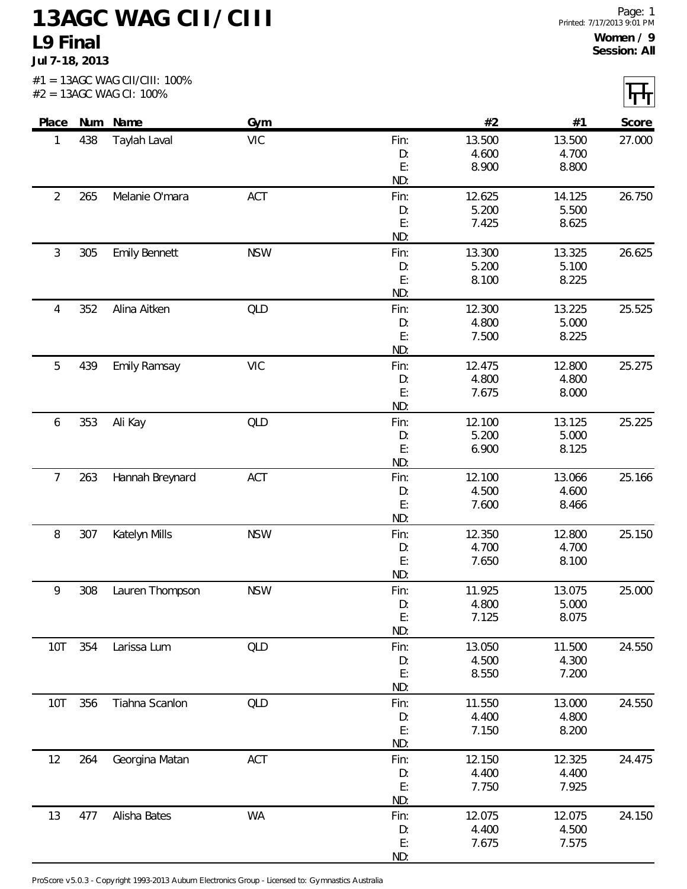# 13AGC WAG CII/CIII

## L9 Final

**Jul 7-18, 2013**

**Women / 9**
**Session: All**

#1 = 13AGC WAG CII/CIII: 100%
#2 = 13AGC WAG CI: 100%

| Place | Num | Name | Gym | | #2 | #1 | Score |
|---|---|---|---|---|---|---|---|
| 1 | 438 | Taylah Laval | VIC | Fin: | 13.500 | 13.500 | 27.000 |
| | | | | D: | 4.600 | 4.700 | |
| | | | | E: | 8.900 | 8.800 | |
| | | | | ND: | | | |
| 2 | 265 | Melanie O'mara | ACT | Fin: | 12.625 | 14.125 | 26.750 |
| | | | | D: | 5.200 | 5.500 | |
| | | | | E: | 7.425 | 8.625 | |
| | | | | ND: | | | |
| 3 | 305 | Emily Bennett | NSW | Fin: | 13.300 | 13.325 | 26.625 |
| | | | | D: | 5.200 | 5.100 | |
| | | | | E: | 8.100 | 8.225 | |
| | | | | ND: | | | |
| 4 | 352 | Alina Aitken | QLD | Fin: | 12.300 | 13.225 | 25.525 |
| | | | | D: | 4.800 | 5.000 | |
| | | | | E: | 7.500 | 8.225 | |
| | | | | ND: | | | |
| 5 | 439 | Emily Ramsay | VIC | Fin: | 12.475 | 12.800 | 25.275 |
| | | | | D: | 4.800 | 4.800 | |
| | | | | E: | 7.675 | 8.000 | |
| | | | | ND: | | | |
| 6 | 353 | Ali Kay | QLD | Fin: | 12.100 | 13.125 | 25.225 |
| | | | | D: | 5.200 | 5.000 | |
| | | | | E: | 6.900 | 8.125 | |
| | | | | ND: | | | |
| 7 | 263 | Hannah Breynard | ACT | Fin: | 12.100 | 13.066 | 25.166 |
| | | | | D: | 4.500 | 4.600 | |
| | | | | E: | 7.600 | 8.466 | |
| | | | | ND: | | | |
| 8 | 307 | Katelyn Mills | NSW | Fin: | 12.350 | 12.800 | 25.150 |
| | | | | D: | 4.700 | 4.700 | |
| | | | | E: | 7.650 | 8.100 | |
| | | | | ND: | | | |
| 9 | 308 | Lauren Thompson | NSW | Fin: | 11.925 | 13.075 | 25.000 |
| | | | | D: | 4.800 | 5.000 | |
| | | | | E: | 7.125 | 8.075 | |
| | | | | ND: | | | |
| 10T | 354 | Larissa Lum | QLD | Fin: | 13.050 | 11.500 | 24.550 |
| | | | | D: | 4.500 | 4.300 | |
| | | | | E: | 8.550 | 7.200 | |
| | | | | ND: | | | |
| 10T | 356 | Tiahna Scanlon | QLD | Fin: | 11.550 | 13.000 | 24.550 |
| | | | | D: | 4.400 | 4.800 | |
| | | | | E: | 7.150 | 8.200 | |
| | | | | ND: | | | |
| 12 | 264 | Georgina Matan | ACT | Fin: | 12.150 | 12.325 | 24.475 |
| | | | | D: | 4.400 | 4.400 | |
| | | | | E: | 7.750 | 7.925 | |
| | | | | ND: | | | |
| 13 | 477 | Alisha Bates | WA | Fin: | 12.075 | 12.075 | 24.150 |
| | | | | D: | 4.400 | 4.500 | |
| | | | | E: | 7.675 | 7.575 | |
| | | | | ND: | | | |

ProScore v5.0.3 - Copyright 1993-2013 Auburn Electronics Group - Licensed to: Gymnastics Australia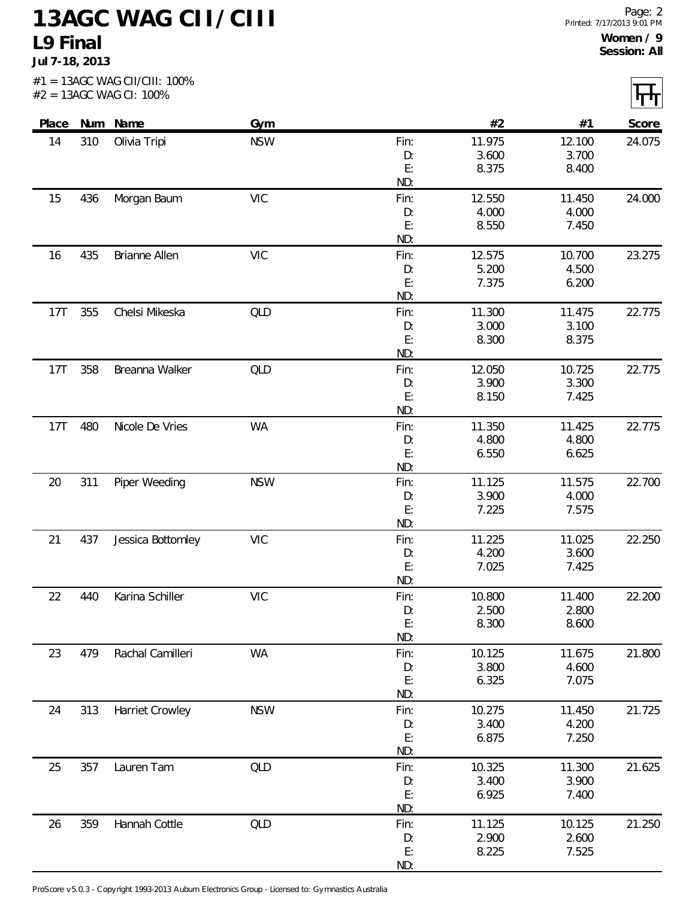# 13AGC WAG CII/CIII

## L9 Final

**Jul 7-18, 2013**

**Women / 9**
**Session: All**

#1 = 13AGC WAG CII/CIII: 100%
#2 = 13AGC WAG CI: 100%

| Place | Num | Name | Gym | | #2 | #1 | Score |
|---|---|---|---|---|---|---|---|
| 14 | 310 | Olivia Tripi | NSW | Fin: | 11.975 | 12.100 | 24.075 |
| | | | | D: | 3.600 | 3.700 | |
| | | | | E: | 8.375 | 8.400 | |
| | | | | ND: | | | |
| 15 | 436 | Morgan Baum | VIC | Fin: | 12.550 | 11.450 | 24.000 |
| | | | | D: | 4.000 | 4.000 | |
| | | | | E: | 8.550 | 7.450 | |
| | | | | ND: | | | |
| 16 | 435 | Brianne Allen | VIC | Fin: | 12.575 | 10.700 | 23.275 |
| | | | | D: | 5.200 | 4.500 | |
| | | | | E: | 7.375 | 6.200 | |
| | | | | ND: | | | |
| 17T | 355 | Chelsi Mikeska | QLD | Fin: | 11.300 | 11.475 | 22.775 |
| | | | | D: | 3.000 | 3.100 | |
| | | | | E: | 8.300 | 8.375 | |
| | | | | ND: | | | |
| 17T | 358 | Breanna Walker | QLD | Fin: | 12.050 | 10.725 | 22.775 |
| | | | | D: | 3.900 | 3.300 | |
| | | | | E: | 8.150 | 7.425 | |
| | | | | ND: | | | |
| 17T | 480 | Nicole De Vries | WA | Fin: | 11.350 | 11.425 | 22.775 |
| | | | | D: | 4.800 | 4.800 | |
| | | | | E: | 6.550 | 6.625 | |
| | | | | ND: | | | |
| 20 | 311 | Piper Weeding | NSW | Fin: | 11.125 | 11.575 | 22.700 |
| | | | | D: | 3.900 | 4.000 | |
| | | | | E: | 7.225 | 7.575 | |
| | | | | ND: | | | |
| 21 | 437 | Jessica Bottomley | VIC | Fin: | 11.225 | 11.025 | 22.250 |
| | | | | D: | 4.200 | 3.600 | |
| | | | | E: | 7.025 | 7.425 | |
| | | | | ND: | | | |
| 22 | 440 | Karina Schiller | VIC | Fin: | 10.800 | 11.400 | 22.200 |
| | | | | D: | 2.500 | 2.800 | |
| | | | | E: | 8.300 | 8.600 | |
| | | | | ND: | | | |
| 23 | 479 | Rachal Camilleri | WA | Fin: | 10.125 | 11.675 | 21.800 |
| | | | | D: | 3.800 | 4.600 | |
| | | | | E: | 6.325 | 7.075 | |
| | | | | ND: | | | |
| 24 | 313 | Harriet Crowley | NSW | Fin: | 10.275 | 11.450 | 21.725 |
| | | | | D: | 3.400 | 4.200 | |
| | | | | E: | 6.875 | 7.250 | |
| | | | | ND: | | | |
| 25 | 357 | Lauren Tam | QLD | Fin: | 10.325 | 11.300 | 21.625 |
| | | | | D: | 3.400 | 3.900 | |
| | | | | E: | 6.925 | 7.400 | |
| | | | | ND: | | | |
| 26 | 359 | Hannah Cottle | QLD | Fin: | 11.125 | 10.125 | 21.250 |
| | | | | D: | 2.900 | 2.600 | |
| | | | | E: | 8.225 | 7.525 | |
| | | | | ND: | | | |

ProScore v5.0.3 - Copyright 1993-2013 Auburn Electronics Group - Licensed to: Gymnastics Australia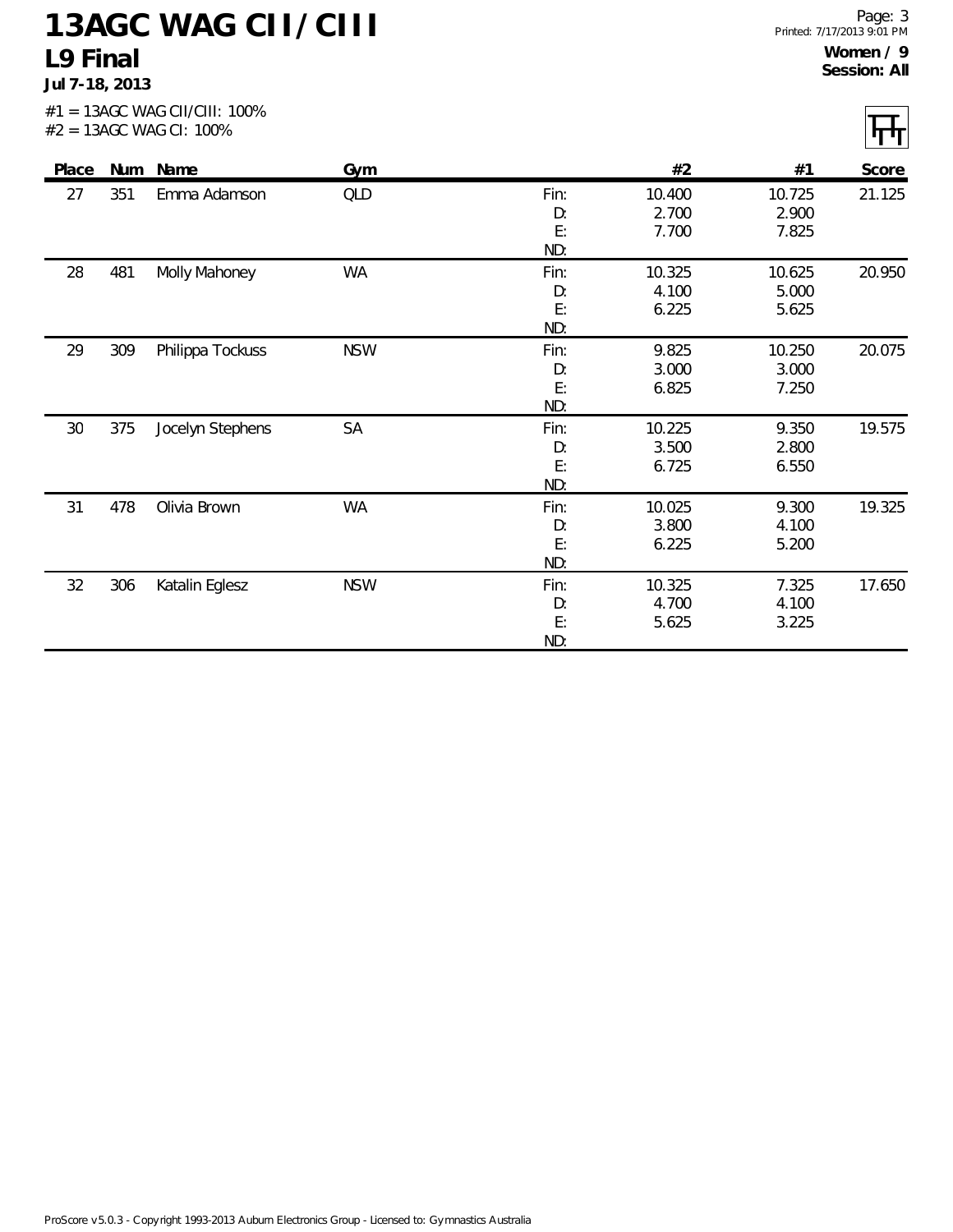# 13AGC WAG CII/CIII

## L9 Final

**Jul 7-18, 2013**

#1 = 13AGC WAG CII/CIII: 100%
#2 = 13AGC WAG CI: 100%

**Women / 9**
**Session: All**

| Place | Num | Name | Gym | | #2 | #1 | Score |
|---|---|---|---|---|---|---|---|
| 27 | 351 | Emma Adamson | QLD | Fin: | 10.400 | 10.725 | 21.125 |
| | | | | D: | 2.700 | 2.900 | |
| | | | | E: | 7.700 | 7.825 | |
| | | | | ND: | | | |
| 28 | 481 | Molly Mahoney | WA | Fin: | 10.325 | 10.625 | 20.950 |
| | | | | D: | 4.100 | 5.000 | |
| | | | | E: | 6.225 | 5.625 | |
| | | | | ND: | | | |
| 29 | 309 | Philippa Tockuss | NSW | Fin: | 9.825 | 10.250 | 20.075 |
| | | | | D: | 3.000 | 3.000 | |
| | | | | E: | 6.825 | 7.250 | |
| | | | | ND: | | | |
| 30 | 375 | Jocelyn Stephens | SA | Fin: | 10.225 | 9.350 | 19.575 |
| | | | | D: | 3.500 | 2.800 | |
| | | | | E: | 6.725 | 6.550 | |
| | | | | ND: | | | |
| 31 | 478 | Olivia Brown | WA | Fin: | 10.025 | 9.300 | 19.325 |
| | | | | D: | 3.800 | 4.100 | |
| | | | | E: | 6.225 | 5.200 | |
| | | | | ND: | | | |
| 32 | 306 | Katalin Eglesz | NSW | Fin: | 10.325 | 7.325 | 17.650 |
| | | | | D: | 4.700 | 4.100 | |
| | | | | E: | 5.625 | 3.225 | |
| | | | | ND: | | | |

ProScore v5.0.3 - Copyright 1993-2013 Auburn Electronics Group - Licensed to: Gymnastics Australia